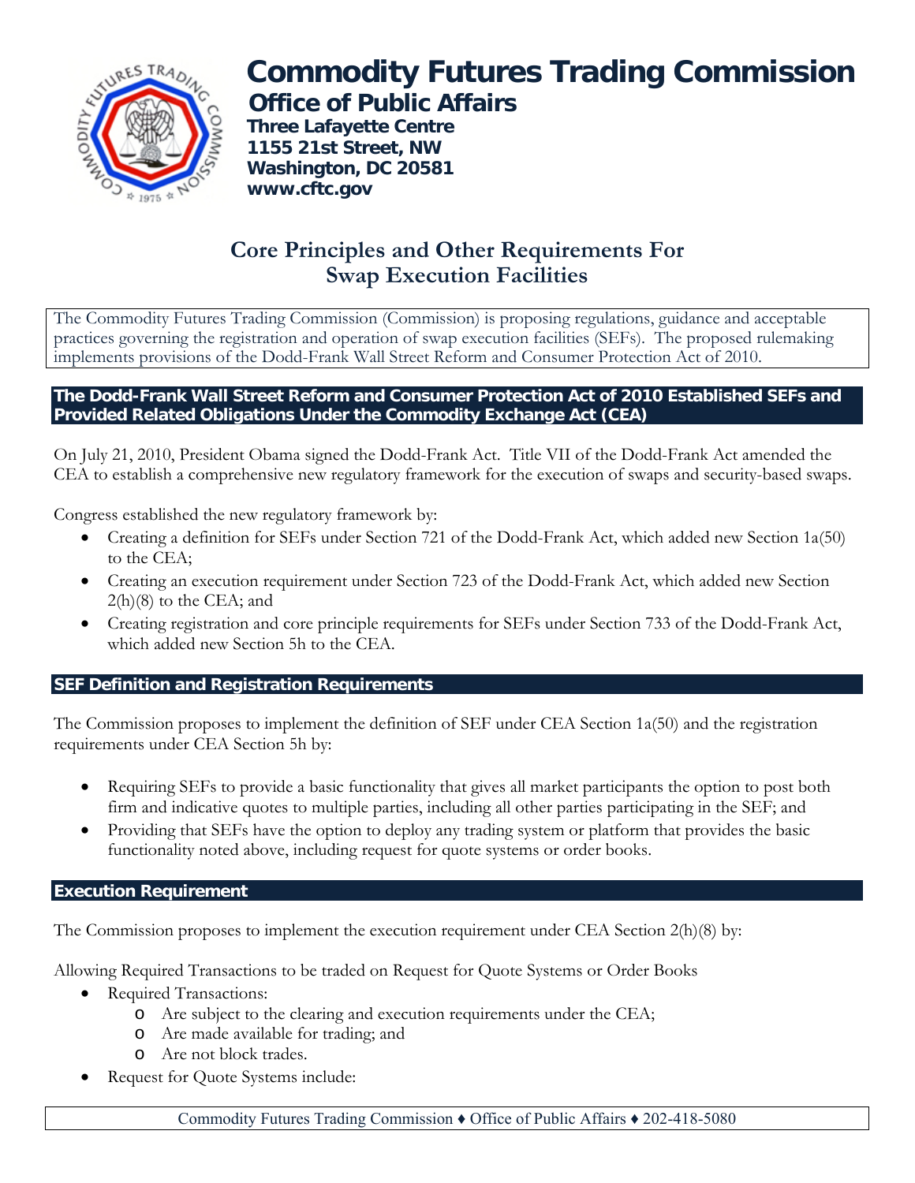# Commodity Futures Trading Commission

## Office of Public Affairs

**Three Lafayette Centre**
**1155 21st Street, NW**
**Washington, DC 20581**
**www.cftc.gov**

## Core Principles and Other Requirements For Swap Execution Facilities

The Commodity Futures Trading Commission (Commission) is proposing regulations, guidance and acceptable practices governing the registration and operation of swap execution facilities (SEFs). The proposed rulemaking implements provisions of the Dodd-Frank Wall Street Reform and Consumer Protection Act of 2010.

### The Dodd-Frank Wall Street Reform and Consumer Protection Act of 2010 Established SEFs and Provided Related Obligations Under the Commodity Exchange Act (CEA)

On July 21, 2010, President Obama signed the Dodd-Frank Act. Title VII of the Dodd-Frank Act amended the CEA to establish a comprehensive new regulatory framework for the execution of swaps and security-based swaps.

Congress established the new regulatory framework by:

- Creating a definition for SEFs under Section 721 of the Dodd-Frank Act, which added new Section 1a(50) to the CEA;
- Creating an execution requirement under Section 723 of the Dodd-Frank Act, which added new Section 2(h)(8) to the CEA; and
- Creating registration and core principle requirements for SEFs under Section 733 of the Dodd-Frank Act, which added new Section 5h to the CEA.

### SEF Definition and Registration Requirements

The Commission proposes to implement the definition of SEF under CEA Section 1a(50) and the registration requirements under CEA Section 5h by:

- Requiring SEFs to provide a basic functionality that gives all market participants the option to post both firm and indicative quotes to multiple parties, including all other parties participating in the SEF; and
- Providing that SEFs have the option to deploy any trading system or platform that provides the basic functionality noted above, including request for quote systems or order books.

### Execution Requirement

The Commission proposes to implement the execution requirement under CEA Section 2(h)(8) by:

Allowing Required Transactions to be traded on Request for Quote Systems or Order Books

- Required Transactions:
  - Are subject to the clearing and execution requirements under the CEA;
  - Are made available for trading; and
  - Are not block trades.
- Request for Quote Systems include: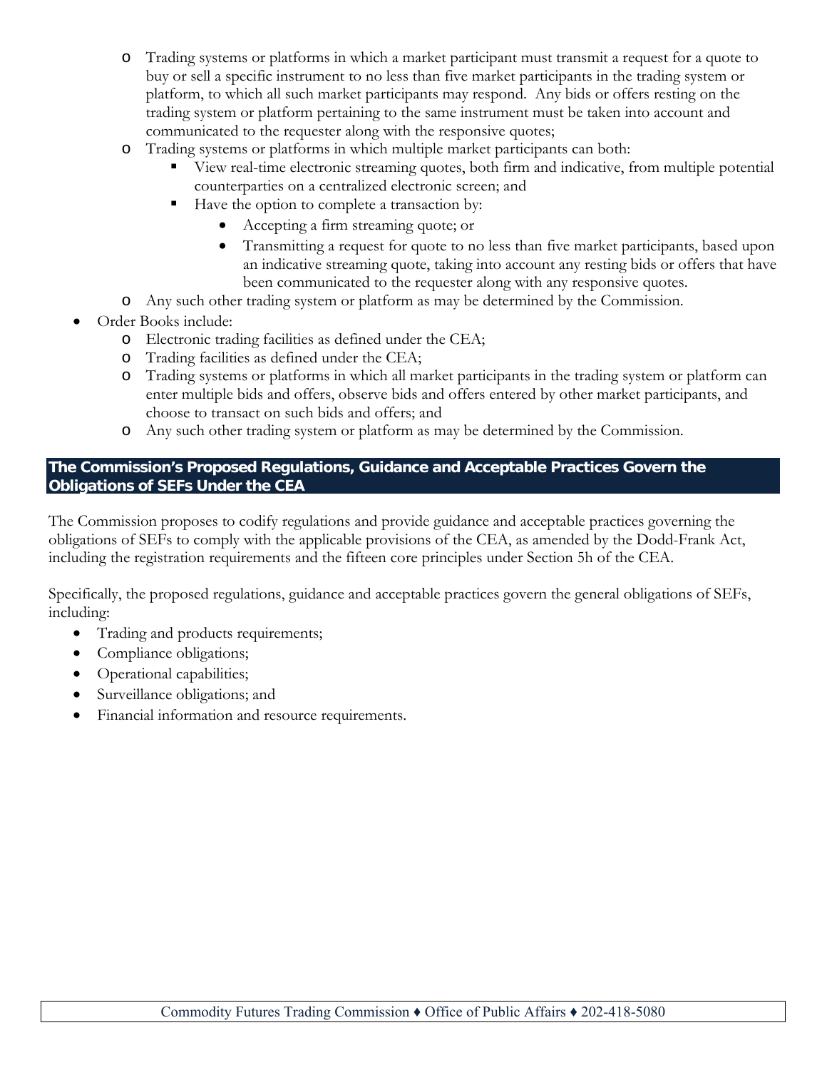- Trading systems or platforms in which a market participant must transmit a request for a quote to buy or sell a specific instrument to no less than five market participants in the trading system or platform, to which all such market participants may respond. Any bids or offers resting on the trading system or platform pertaining to the same instrument must be taken into account and communicated to the requester along with the responsive quotes;
- Trading systems or platforms in which multiple market participants can both:
  - View real-time electronic streaming quotes, both firm and indicative, from multiple potential counterparties on a centralized electronic screen; and
  - Have the option to complete a transaction by:
    - Accepting a firm streaming quote; or
    - Transmitting a request for quote to no less than five market participants, based upon an indicative streaming quote, taking into account any resting bids or offers that have been communicated to the requester along with any responsive quotes.
- Any such other trading system or platform as may be determined by the Commission.

- Order Books include:
  - Electronic trading facilities as defined under the CEA;
  - Trading facilities as defined under the CEA;
  - Trading systems or platforms in which all market participants in the trading system or platform can enter multiple bids and offers, observe bids and offers entered by other market participants, and choose to transact on such bids and offers; and
  - Any such other trading system or platform as may be determined by the Commission.

## The Commission's Proposed Regulations, Guidance and Acceptable Practices Govern the Obligations of SEFs Under the CEA

The Commission proposes to codify regulations and provide guidance and acceptable practices governing the obligations of SEFs to comply with the applicable provisions of the CEA, as amended by the Dodd-Frank Act, including the registration requirements and the fifteen core principles under Section 5h of the CEA.

Specifically, the proposed regulations, guidance and acceptable practices govern the general obligations of SEFs, including:

- Trading and products requirements;
- Compliance obligations;
- Operational capabilities;
- Surveillance obligations; and
- Financial information and resource requirements.